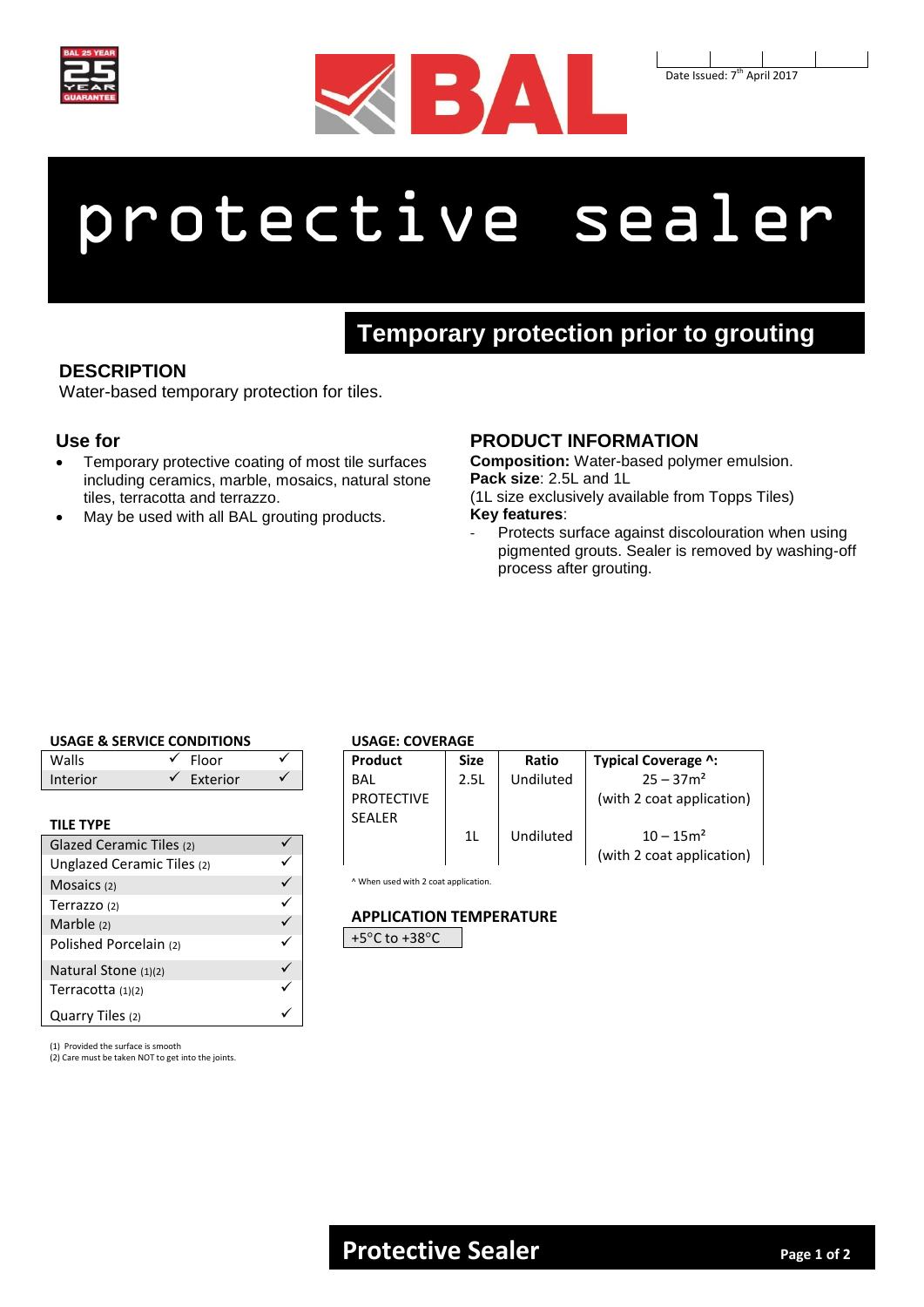Date Issued: 7th April 2017

# protective sealer

## Temporary protection prior to grouting

### DESCRIPTION

Water-based temporary protection for tiles.

### Use for

- Temporary protective coating of most tile surfaces including ceramics, marble, mosaics, natural stone tiles, terracotta and terrazzo.
- May be used with all BAL grouting products.

### PRODUCT INFORMATION

**Composition:** Water-based polymer emulsion.
**Pack size**: 2.5L and 1L
(1L size exclusively available from Topps Tiles)
**Key features**:

- Protects surface against discolouration when using pigmented grouts. Sealer is removed by washing-off process after grouting.

**USAGE & SERVICE CONDITIONS**

| | | | |
|---|---|---|---|
| Walls | ✓ | Floor | ✓ |
| Interior | ✓ | Exterior | ✓ |

**TILE TYPE**

| | |
|---|---|
| Glazed Ceramic Tiles (2) | ✓ |
| Unglazed Ceramic Tiles (2) | ✓ |
| Mosaics (2) | ✓ |
| Terrazzo (2) | ✓ |
| Marble (2) | ✓ |
| Polished Porcelain (2) | ✓ |
| Natural Stone (1)(2) | ✓ |
| Terracotta (1)(2) | ✓ |
| Quarry Tiles (2) | ✓ |

(1) Provided the surface is smooth
(2) Care must be taken NOT to get into the joints.

**USAGE: COVERAGE**

| Product | Size | Ratio | Typical Coverage ^: |
|---|---|---|---|
| BAL PROTECTIVE SEALER | 2.5L | Undiluted | 25 – 37m² (with 2 coat application) |
| | 1L | Undiluted | 10 – 15m² (with 2 coat application) |

^ When used with 2 coat application.

**APPLICATION TEMPERATURE**

+5°C to +38°C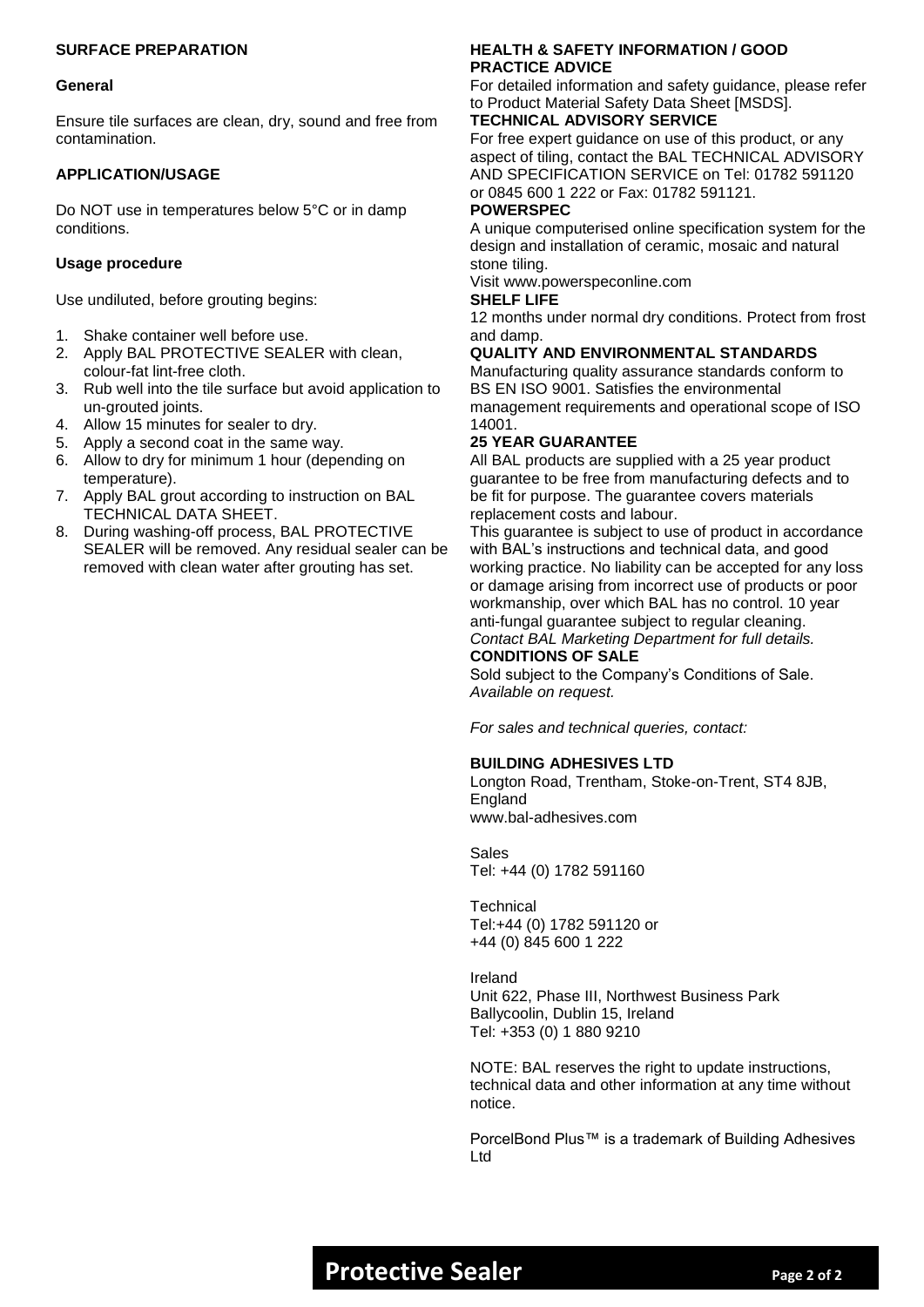## SURFACE PREPARATION

### General

Ensure tile surfaces are clean, dry, sound and free from contamination.

## APPLICATION/USAGE

Do NOT use in temperatures below 5°C or in damp conditions.

### Usage procedure

Use undiluted, before grouting begins:

1. Shake container well before use.
2. Apply BAL PROTECTIVE SEALER with clean, colour-fat lint-free cloth.
3. Rub well into the tile surface but avoid application to un-grouted joints.
4. Allow 15 minutes for sealer to dry.
5. Apply a second coat in the same way.
6. Allow to dry for minimum 1 hour (depending on temperature).
7. Apply BAL grout according to instruction on BAL TECHNICAL DATA SHEET.
8. During washing-off process, BAL PROTECTIVE SEALER will be removed. Any residual sealer can be removed with clean water after grouting has set.

## HEALTH & SAFETY INFORMATION / GOOD PRACTICE ADVICE

For detailed information and safety guidance, please refer to Product Material Safety Data Sheet [MSDS].

## TECHNICAL ADVISORY SERVICE

For free expert guidance on use of this product, or any aspect of tiling, contact the BAL TECHNICAL ADVISORY AND SPECIFICATION SERVICE on Tel: 01782 591120 or 0845 600 1 222 or Fax: 01782 591121.

## POWERSPEC

A unique computerised online specification system for the design and installation of ceramic, mosaic and natural stone tiling.

Visit www.powerspeconline.com

## SHELF LIFE

12 months under normal dry conditions. Protect from frost and damp.

## QUALITY AND ENVIRONMENTAL STANDARDS

Manufacturing quality assurance standards conform to BS EN ISO 9001. Satisfies the environmental management requirements and operational scope of ISO 14001.

## 25 YEAR GUARANTEE

All BAL products are supplied with a 25 year product guarantee to be free from manufacturing defects and to be fit for purpose. The guarantee covers materials replacement costs and labour.

This guarantee is subject to use of product in accordance with BAL's instructions and technical data, and good working practice. No liability can be accepted for any loss or damage arising from incorrect use of products or poor workmanship, over which BAL has no control. 10 year anti-fungal guarantee subject to regular cleaning.

*Contact BAL Marketing Department for full details.*

## CONDITIONS OF SALE

Sold subject to the Company's Conditions of Sale.

*Available on request.*

*For sales and technical queries, contact:*

**BUILDING ADHESIVES LTD**

Longton Road, Trentham, Stoke-on-Trent, ST4 8JB, England

www.bal-adhesives.com

Sales

Tel: +44 (0) 1782 591160

Technical

Tel:+44 (0) 1782 591120 or

+44 (0) 845 600 1 222

Ireland

Unit 622, Phase III, Northwest Business Park

Ballycoolin, Dublin 15, Ireland

Tel: +353 (0) 1 880 9210

NOTE: BAL reserves the right to update instructions, technical data and other information at any time without notice.

PorcelBond Plus™ is a trademark of Building Adhesives Ltd

**Protective Sealer**